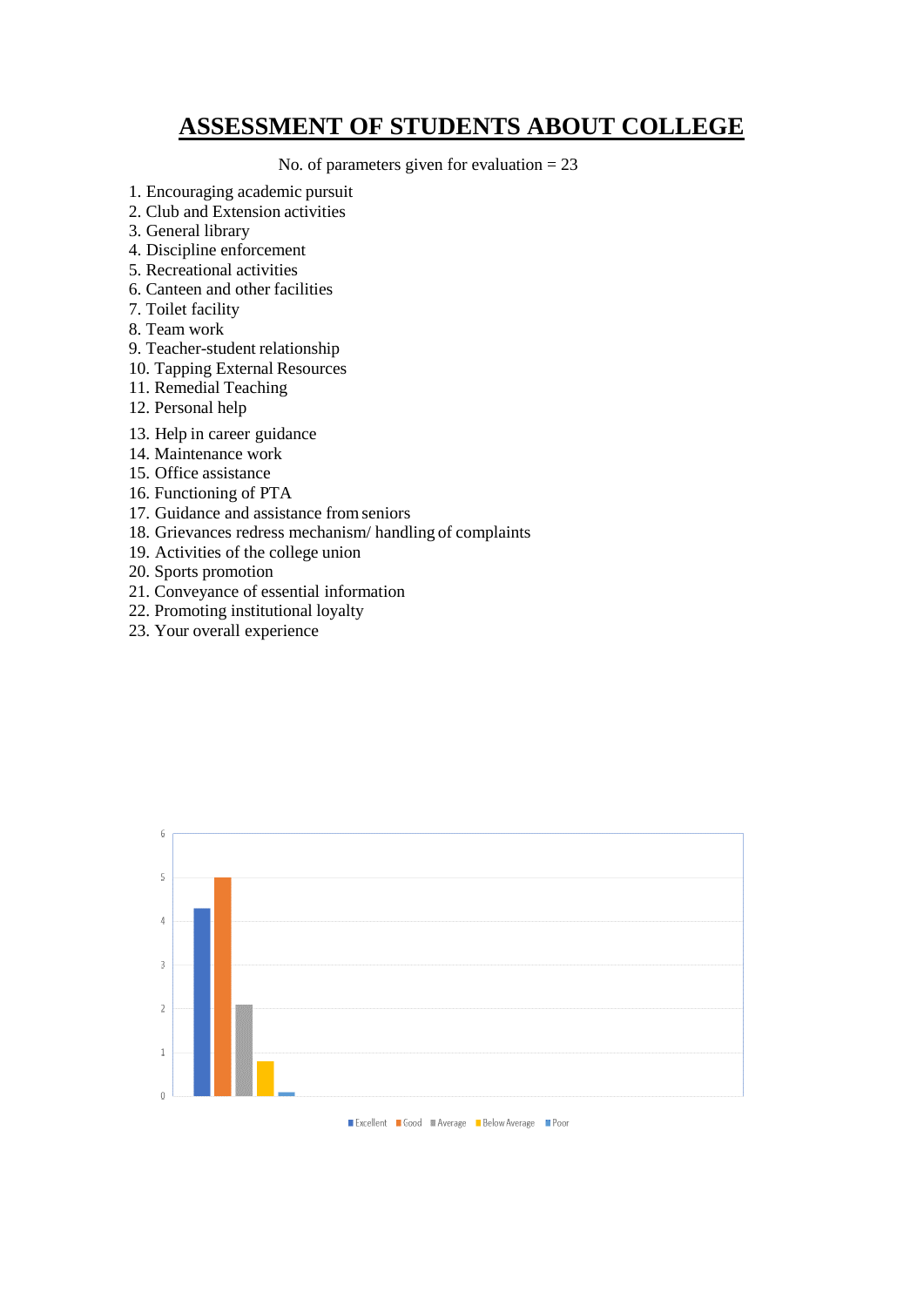# ASSESSMENT OF STUDENTS ABOUT COLLEGE

No. of parameters given for evaluation = 23

1. Encouraging academic pursuit
2. Club and Extension activities
3. General library
4. Discipline enforcement
5. Recreational activities
6. Canteen and other facilities
7. Toilet facility
8. Team work
9. Teacher-student relationship
10. Tapping External Resources
11. Remedial Teaching
12. Personal help
13. Help in career guidance
14. Maintenance work
15. Office assistance
16. Functioning of PTA
17. Guidance and assistance from seniors
18. Grievances redress mechanism/ handling of complaints
19. Activities of the college union
20. Sports promotion
21. Conveyance of essential information
22. Promoting institutional loyalty
23. Your overall experience

0 1 2 3 4 5 6

Excellent Good Average Below Average Poor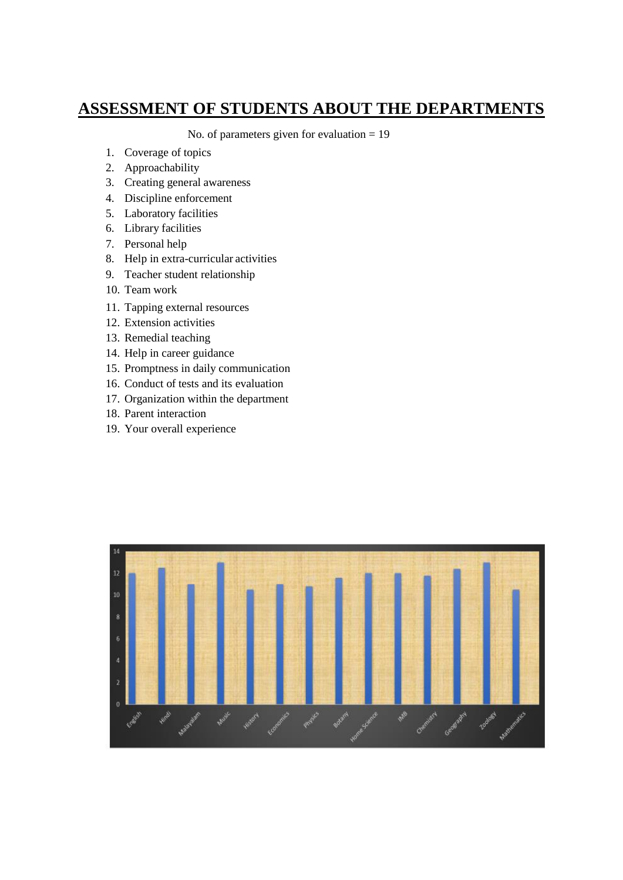# ASSESSMENT OF STUDENTS ABOUT THE DEPARTMENTS

No. of parameters given for evaluation = 19

1. Coverage of topics
2. Approachability
3. Creating general awareness
4. Discipline enforcement
5. Laboratory facilities
6. Library facilities
7. Personal help
8. Help in extra-curricular activities
9. Teacher student relationship
10. Team work
11. Tapping external resources
12. Extension activities
13. Remedial teaching
14. Help in career guidance
15. Promptness in daily communication
16. Conduct of tests and its evaluation
17. Organization within the department
18. Parent interaction
19. Your overall experience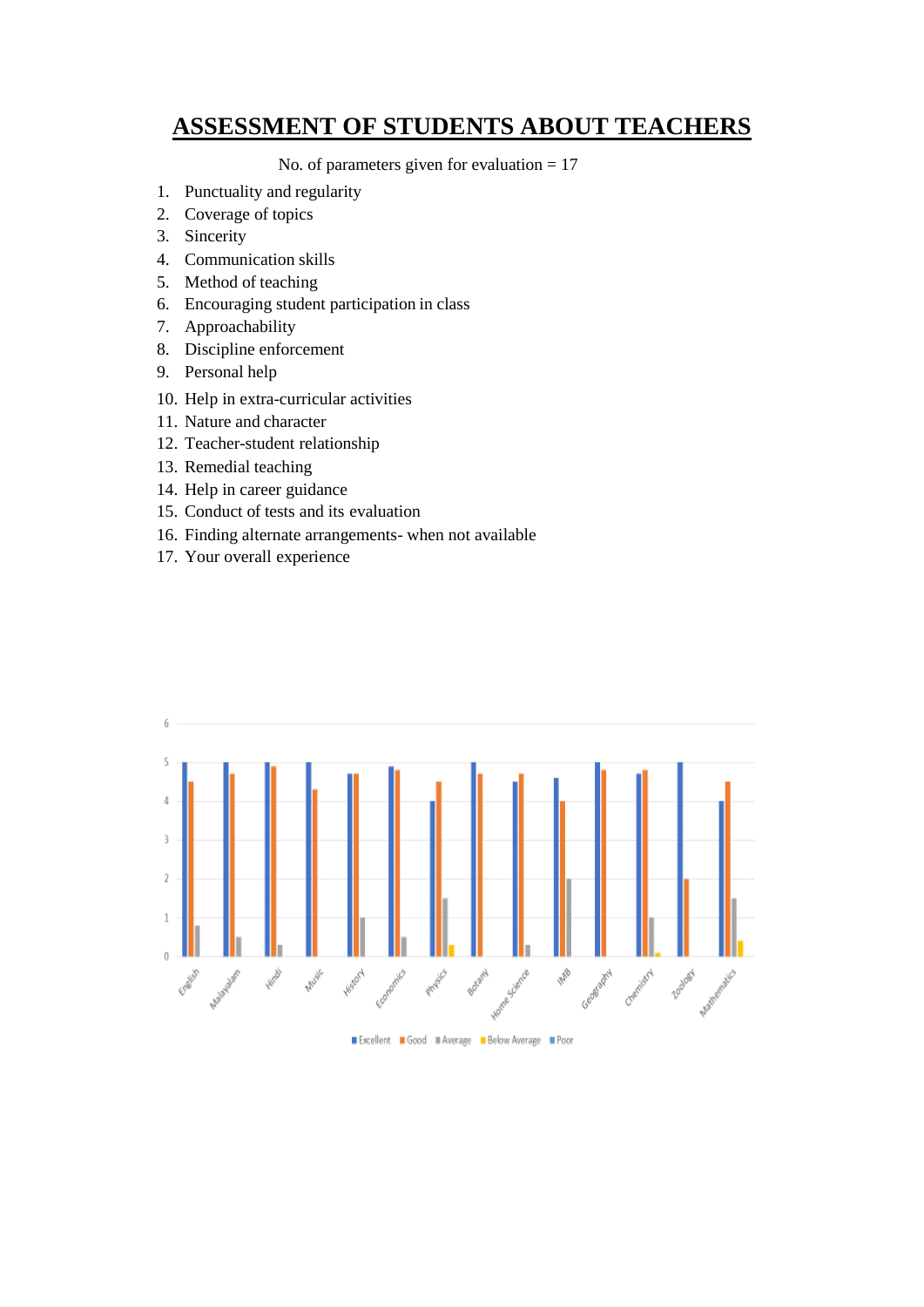# ASSESSMENT OF STUDENTS ABOUT TEACHERS

No. of parameters given for evaluation = 17

1. Punctuality and regularity
2. Coverage of topics
3. Sincerity
4. Communication skills
5. Method of teaching
6. Encouraging student participation in class
7. Approachability
8. Discipline enforcement
9. Personal help
10. Help in extra-curricular activities
11. Nature and character
12. Teacher-student relationship
13. Remedial teaching
14. Help in career guidance
15. Conduct of tests and its evaluation
16. Finding alternate arrangements- when not available
17. Your overall experience

6
5
4
3
2
1
0

English Malayalam Hindi Music History Economics Physics Botany Home Science IMB Geography Chemistry Zoology Mathematics

Excellent Good Average Below Average Poor